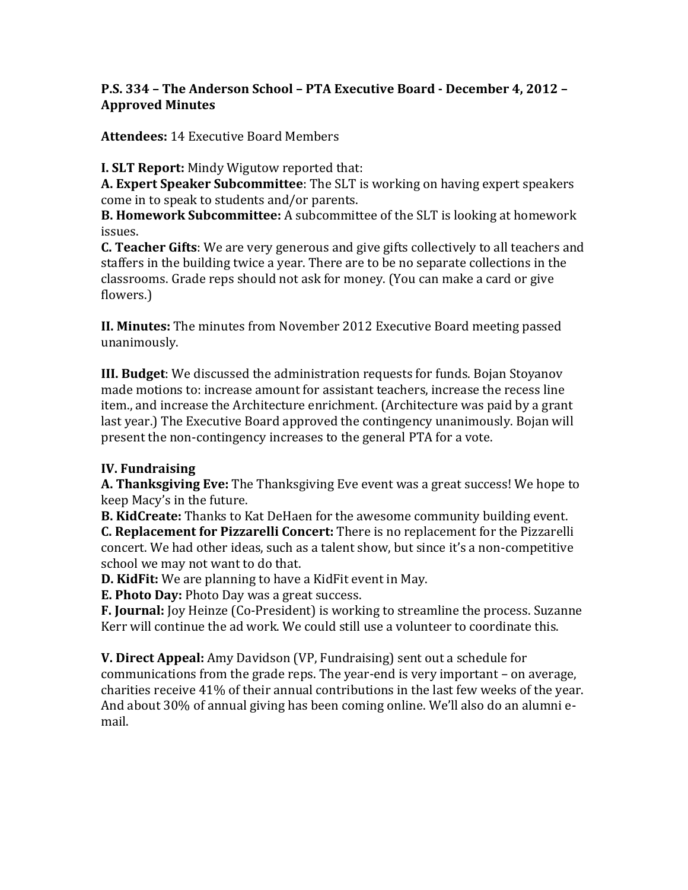**P.S. 334 – The Anderson School – PTA Executive Board - December 4, 2012 – Approved Minutes**

**Attendees:** 14 Executive Board Members

**I. SLT Report:** Mindy Wigutow reported that:

**A. Expert Speaker Subcommittee**: The SLT is working on having expert speakers come in to speak to students and/or parents.

**B. Homework Subcommittee:** A subcommittee of the SLT is looking at homework issues.

**C. Teacher Gifts**: We are very generous and give gifts collectively to all teachers and staffers in the building twice a year. There are to be no separate collections in the classrooms. Grade reps should not ask for money. (You can make a card or give flowers.)

**II. Minutes:** The minutes from November 2012 Executive Board meeting passed unanimously.

**III. Budget**: We discussed the administration requests for funds. Bojan Stoyanov made motions to: increase amount for assistant teachers, increase the recess line item., and increase the Architecture enrichment. (Architecture was paid by a grant last year.) The Executive Board approved the contingency unanimously. Bojan will present the non-contingency increases to the general PTA for a vote.

**IV. Fundraising**

**A. Thanksgiving Eve:** The Thanksgiving Eve event was a great success! We hope to keep Macy's in the future.

**B. KidCreate:** Thanks to Kat DeHaen for the awesome community building event.

**C. Replacement for Pizzarelli Concert:** There is no replacement for the Pizzarelli concert. We had other ideas, such as a talent show, but since it's a non-competitive school we may not want to do that.

**D. KidFit:** We are planning to have a KidFit event in May.

**E. Photo Day:** Photo Day was a great success.

**F. Journal:** Joy Heinze (Co-President) is working to streamline the process. Suzanne Kerr will continue the ad work. We could still use a volunteer to coordinate this.

**V. Direct Appeal:** Amy Davidson (VP, Fundraising) sent out a schedule for communications from the grade reps. The year-end is very important – on average, charities receive 41% of their annual contributions in the last few weeks of the year. And about 30% of annual giving has been coming online. We'll also do an alumni e-mail.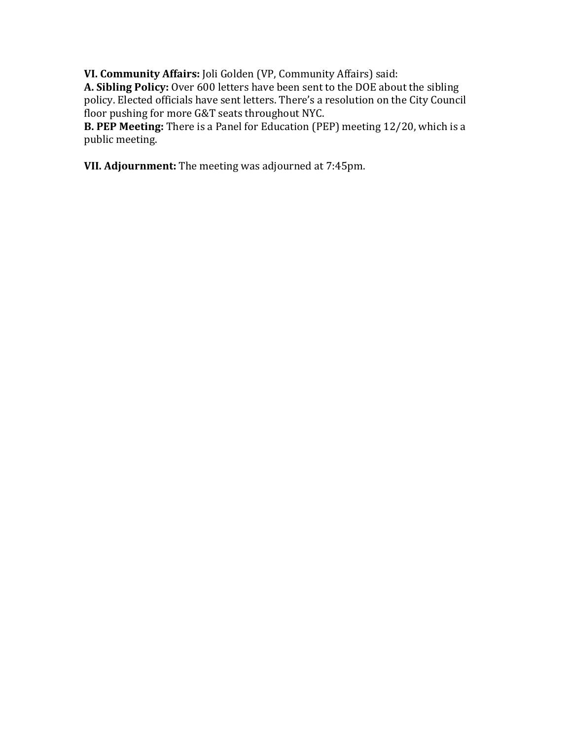**VI. Community Affairs:** Joli Golden (VP, Community Affairs) said:

**A. Sibling Policy:** Over 600 letters have been sent to the DOE about the sibling policy. Elected officials have sent letters. There's a resolution on the City Council floor pushing for more G&T seats throughout NYC.

**B. PEP Meeting:** There is a Panel for Education (PEP) meeting 12/20, which is a public meeting.

**VII. Adjournment:** The meeting was adjourned at 7:45pm.